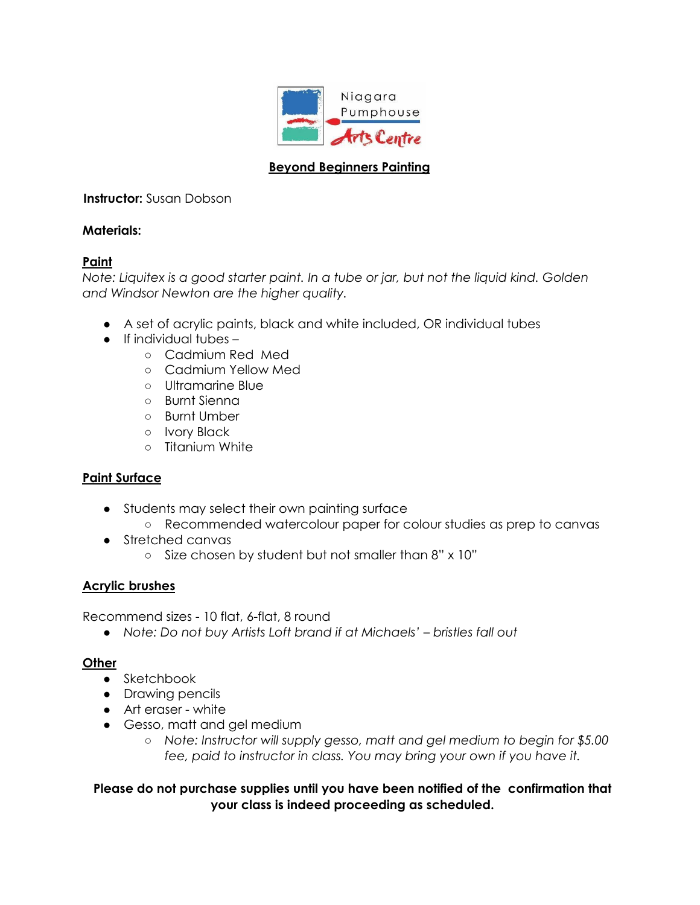Niagara Pumphouse Arts Centre

# Beyond Beginners Painting

**Instructor:** Susan Dobson

**Materials:**

## Paint

*Note: Liquitex is a good starter paint. In a tube or jar, but not the liquid kind. Golden and Windsor Newton are the higher quality.*

- A set of acrylic paints, black and white included, OR individual tubes
- If individual tubes –
  - Cadmium Red Med
  - Cadmium Yellow Med
  - Ultramarine Blue
  - Burnt Sienna
  - Burnt Umber
  - Ivory Black
  - Titanium White

## Paint Surface

- Students may select their own painting surface
  - Recommended watercolour paper for colour studies as prep to canvas
- Stretched canvas
  - Size chosen by student but not smaller than 8" x 10"

## Acrylic brushes

Recommend sizes - 10 flat, 6-flat, 8 round

- *Note: Do not buy Artists Loft brand if at Michaels' – bristles fall out*

## Other

- Sketchbook
- Drawing pencils
- Art eraser - white
- Gesso, matt and gel medium
  - *Note: Instructor will supply gesso, matt and gel medium to begin for $5.00 fee, paid to instructor in class. You may bring your own if you have it.*

**Please do not purchase supplies until you have been notified of the confirmation that your class is indeed proceeding as scheduled.**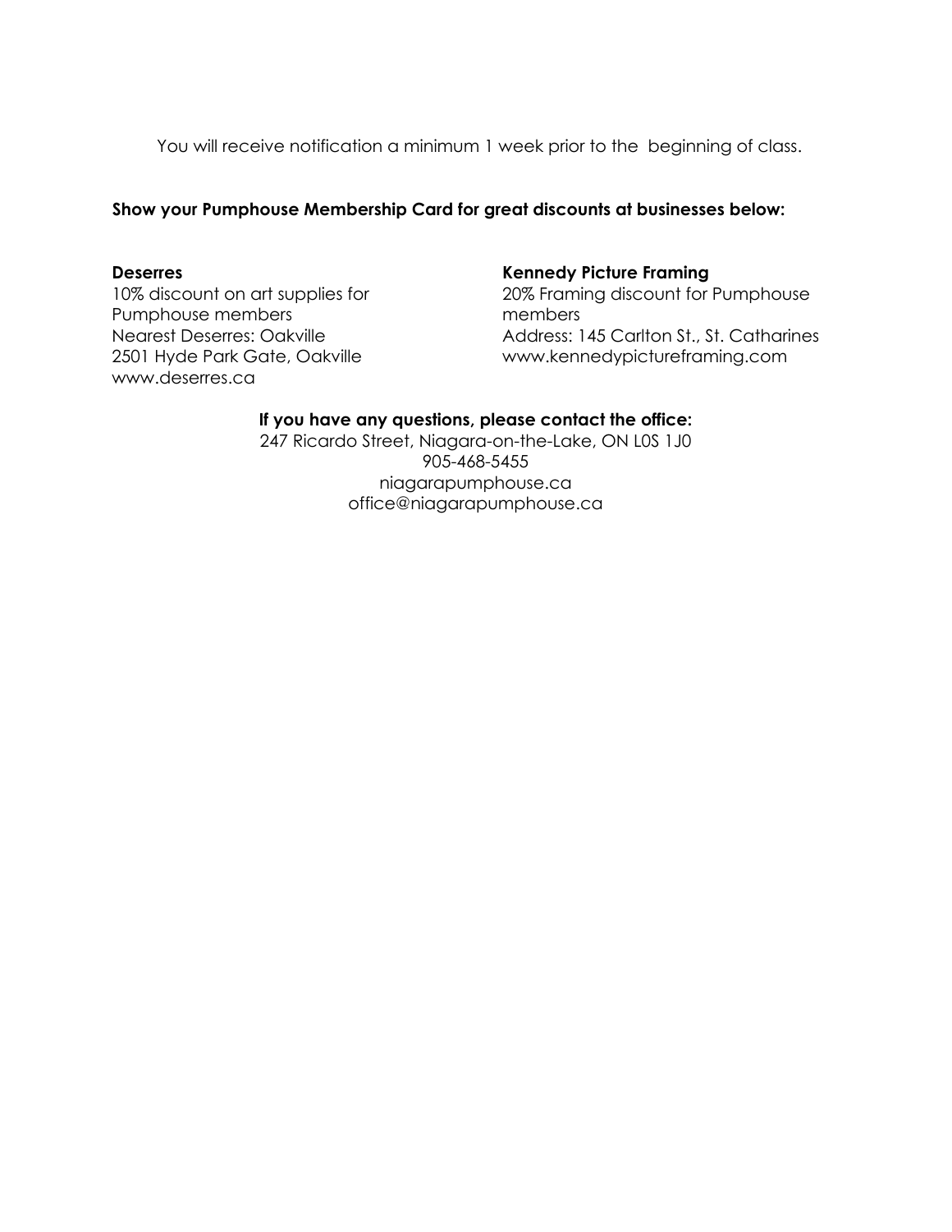You will receive notification a minimum 1 week prior to the beginning of class.

**Show your Pumphouse Membership Card for great discounts at businesses below:**

**Deserres**
10% discount on art supplies for Pumphouse members
Nearest Deserres: Oakville
2501 Hyde Park Gate, Oakville
www.deserres.ca

**Kennedy Picture Framing**
20% Framing discount for Pumphouse members
Address: 145 Carlton St., St. Catharines
www.kennedypictureframing.com

**If you have any questions, please contact the office:**
247 Ricardo Street, Niagara-on-the-Lake, ON L0S 1J0
905-468-5455
niagarapumphouse.ca
office@niagarapumphouse.ca